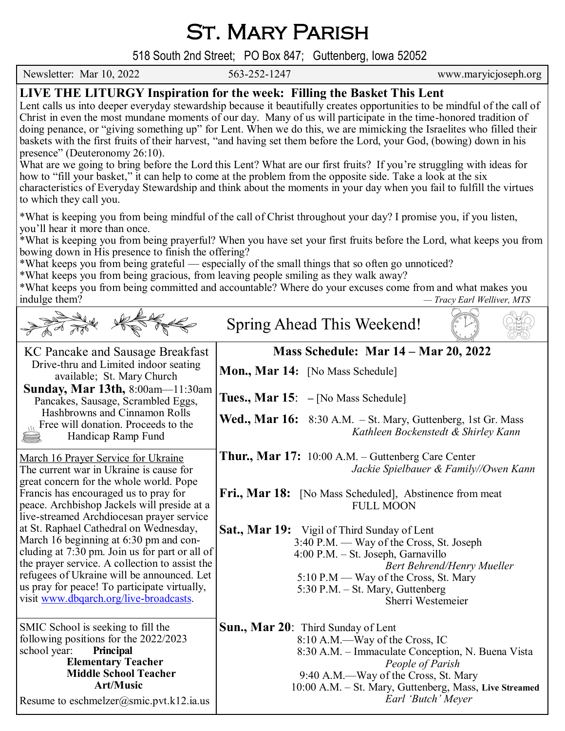# St. Mary Parish

518 South 2nd Street; PO Box 847; Guttenberg, Iowa 52052

Newsletter: Mar 10, 2022 | 563-252-1247 | www.maryicjoseph.org

## LIVE THE LITURGY Inspiration for the week: Filling the Basket This Lent

Lent calls us into deeper everyday stewardship because it beautifully creates opportunities to be mindful of the call of Christ in even the most mundane moments of our day. Many of us will participate in the time-honored tradition of doing penance, or "giving something up" for Lent. When we do this, we are mimicking the Israelites who filled their baskets with the first fruits of their harvest, "and having set them before the Lord, your God, (bowing) down in his presence" (Deuteronomy 26:10).

What are we going to bring before the Lord this Lent? What are our first fruits? If you're struggling with ideas for how to "fill your basket," it can help to come at the problem from the opposite side. Take a look at the six characteristics of Everyday Stewardship and think about the moments in your day when you fail to fulfill the virtues to which they call you.

*What is keeping you from being mindful of the call of Christ throughout your day? I promise you, if you listen, you'll hear it more than once.
*What is keeping you from being prayerful? When you have set your first fruits before the Lord, what keeps you from bowing down in His presence to finish the offering?
*What keeps you from being grateful — especially of the small things that so often go unnoticed?
*What keeps you from being gracious, from leaving people smiling as they walk away?
*What keeps you from being committed and accountable? Where do your excuses come from and what makes you indulge them?

*— Tracy Earl Welliver, MTS*

## Spring Ahead This Weekend!

### KC Pancake and Sausage Breakfast

Drive-thru and Limited indoor seating available; St. Mary Church
**Sunday, Mar 13th,** 8:00am—11:30am
Pancakes, Sausage, Scrambled Eggs, Hashbrowns and Cinnamon Rolls
Free will donation. Proceeds to the Handicap Ramp Fund

### March 16 Prayer Service for Ukraine

The current war in Ukraine is cause for great concern for the whole world. Pope Francis has encouraged us to pray for peace. Archbishop Jackels will preside at a live-streamed Archdiocesan prayer service at St. Raphael Cathedral on Wednesday, March 16 beginning at 6:30 pm and concluding at 7:30 pm. Join us for part or all of the prayer service. A collection to assist the refugees of Ukraine will be announced. Let us pray for peace! To participate virtually, visit www.dbqarch.org/live-broadcasts.

SMIC School is seeking to fill the following positions for the 2022/2023 school year:
**Principal**
**Elementary Teacher**
**Middle School Teacher**
**Art/Music**

Resume to eschmelzer@smic.pvt.k12.ia.us

### Mass Schedule: Mar 14 – Mar 20, 2022

**Mon., Mar 14:** [No Mass Schedule]

**Tues., Mar 15:** – [No Mass Schedule]

**Wed., Mar 16:** 8:30 A.M. – St. Mary, Guttenberg, 1st Gr. Mass
*Kathleen Bockenstedt & Shirley Kann*

**Thur., Mar 17:** 10:00 A.M. – Guttenberg Care Center
*Jackie Spielbauer & Family//Owen Kann*

**Fri., Mar 18:** [No Mass Scheduled], Abstinence from meat
FULL MOON

**Sat., Mar 19:** Vigil of Third Sunday of Lent
3:40 P.M. — Way of the Cross, St. Joseph
4:00 P.M. – St. Joseph, Garnavillo
*Bert Behrend/Henry Mueller*
5:10 P.M — Way of the Cross, St. Mary
5:30 P.M. – St. Mary, Guttenberg
Sherri Westemeier

**Sun., Mar 20**: Third Sunday of Lent
8:10 A.M.—Way of the Cross, IC
8:30 A.M. – Immaculate Conception, N. Buena Vista
*People of Parish*
9:40 A.M.—Way of the Cross, St. Mary
10:00 A.M. – St. Mary, Guttenberg, Mass, **Live Streamed**
*Earl 'Butch' Meyer*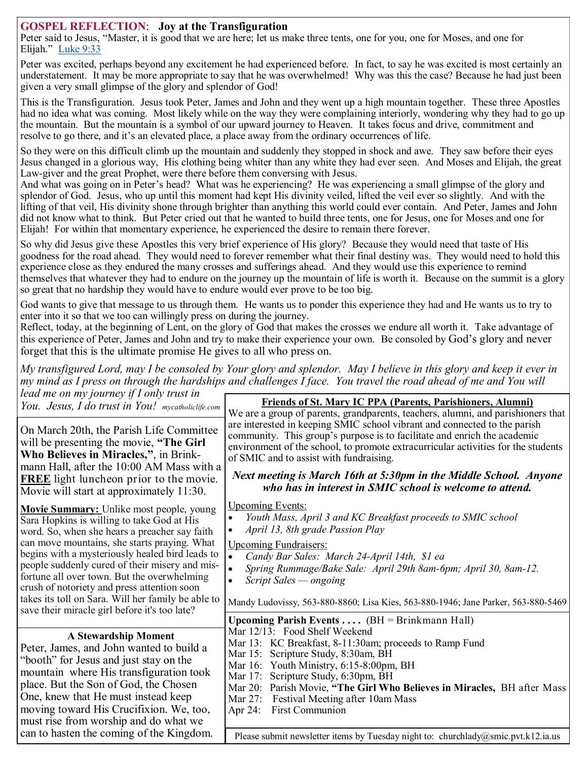## GOSPEL REFLECTION: **Joy at the Transfiguration**

Peter said to Jesus, "Master, it is good that we are here; let us make three tents, one for you, one for Moses, and one for Elijah." Luke 9:33

Peter was excited, perhaps beyond any excitement he had experienced before. In fact, to say he was excited is most certainly an understatement. It may be more appropriate to say that he was overwhelmed! Why was this the case? Because he had just been given a very small glimpse of the glory and splendor of God!

This is the Transfiguration. Jesus took Peter, James and John and they went up a high mountain together. These three Apostles had no idea what was coming. Most likely while on the way they were complaining interiorly, wondering why they had to go up the mountain. But the mountain is a symbol of our upward journey to Heaven. It takes focus and drive, commitment and resolve to go there, and it's an elevated place, a place away from the ordinary occurrences of life.

So they were on this difficult climb up the mountain and suddenly they stopped in shock and awe. They saw before their eyes Jesus changed in a glorious way, His clothing being whiter than any white they had ever seen. And Moses and Elijah, the great Law-giver and the great Prophet, were there before them conversing with Jesus.
And what was going on in Peter's head? What was he experiencing? He was experiencing a small glimpse of the glory and splendor of God. Jesus, who up until this moment had kept His divinity veiled, lifted the veil ever so slightly. And with the lifting of that veil, His divinity shone through brighter than anything this world could ever contain. And Peter, James and John did not know what to think. But Peter cried out that he wanted to build three tents, one for Jesus, one for Moses and one for Elijah! For within that momentary experience, he experienced the desire to remain there forever.

So why did Jesus give these Apostles this very brief experience of His glory? Because they would need that taste of His goodness for the road ahead. They would need to forever remember what their final destiny was. They would need to hold this experience close as they endured the many crosses and sufferings ahead. And they would use this experience to remind themselves that whatever they had to endure on the journey up the mountain of life is worth it. Because on the summit is a glory so great that no hardship they would have to endure would ever prove to be too big.

God wants to give that message to us through them. He wants us to ponder this experience they had and He wants us to try to enter into it so that we too can willingly press on during the journey.
Reflect, today, at the beginning of Lent, on the glory of God that makes the crosses we endure all worth it. Take advantage of this experience of Peter, James and John and try to make their experience your own. Be consoled by God's glory and never forget that this is the ultimate promise He gives to all who press on.

*My transfigured Lord, may I be consoled by Your glory and splendor. May I believe in this glory and keep it ever in my mind as I press on through the hardships and challenges I face. You travel the road ahead of me and You will lead me on my journey if I only trust in You. Jesus, I do trust in You!* mycatholiclife.com

On March 20th, the Parish Life Committee will be presenting the movie, **"The Girl Who Believes in Miracles,"**, in Brinkmann Hall, after the 10:00 AM Mass with a **FREE** light luncheon prior to the movie. Movie will start at approximately 11:30.

**Movie Summary:** Unlike most people, young Sara Hopkins is willing to take God at His word. So, when she hears a preacher say faith can move mountains, she starts praying. What begins with a mysteriously healed bird leads to people suddenly cured of their misery and misfortune all over town. But the overwhelming crush of notoriety and press attention soon takes its toll on Sara. Will her family be able to save their miracle girl before it's too late?

### A Stewardship Moment

Peter, James, and John wanted to build a "booth" for Jesus and just stay on the mountain where His transfiguration took place. But the Son of God, the Chosen One, knew that He must instead keep moving toward His Crucifixion. We, too, must rise from worship and do what we can to hasten the coming of the Kingdom.

### Friends of St. Mary IC PPA (Parents, Parishioners, Alumni)

We are a group of parents, grandparents, teachers, alumni, and parishioners that are interested in keeping SMIC school vibrant and connected to the parish community. This group's purpose is to facilitate and enrich the academic environment of the school, to promote extracurricular activities for the students of SMIC and to assist with fundraising.

***Next meeting is March 16th at 5:30pm in the Middle School. Anyone who has in interest in SMIC school is welcome to attend.***

Upcoming Events:
- *Youth Mass, April 3 and KC Breakfast proceeds to SMIC school*
- *April 13, 8th grade Passion Play*

Upcoming Fundraisers:
- *Candy Bar Sales: March 24-April 14th, $1 ea*
- *Spring Rummage/Bake Sale: April 29th 8am-6pm; April 30, 8am-12.*
- *Script Sales — ongoing*

Mandy Ludovissy, 563-880-8860; Lisa Kies, 563-880-1946; Jane Parker, 563-880-5469

**Upcoming Parish Events . . . .** (BH = Brinkmann Hall)
Mar 12/13: Food Shelf Weekend
Mar 13: KC Breakfast, 8-11:30am; proceeds to Ramp Fund
Mar 15: Scripture Study, 8:30am, BH
Mar 16: Youth Ministry, 6:15-8:00pm, BH
Mar 17: Scripture Study, 6:30pm, BH
Mar 20: Parish Movie, **"The Girl Who Believes in Miracles,** BH after Mass
Mar 27: Festival Meeting after 10am Mass
Apr 24: First Communion

Please submit newsletter items by Tuesday night to: churchlady@smic.pvt.k12.ia.us